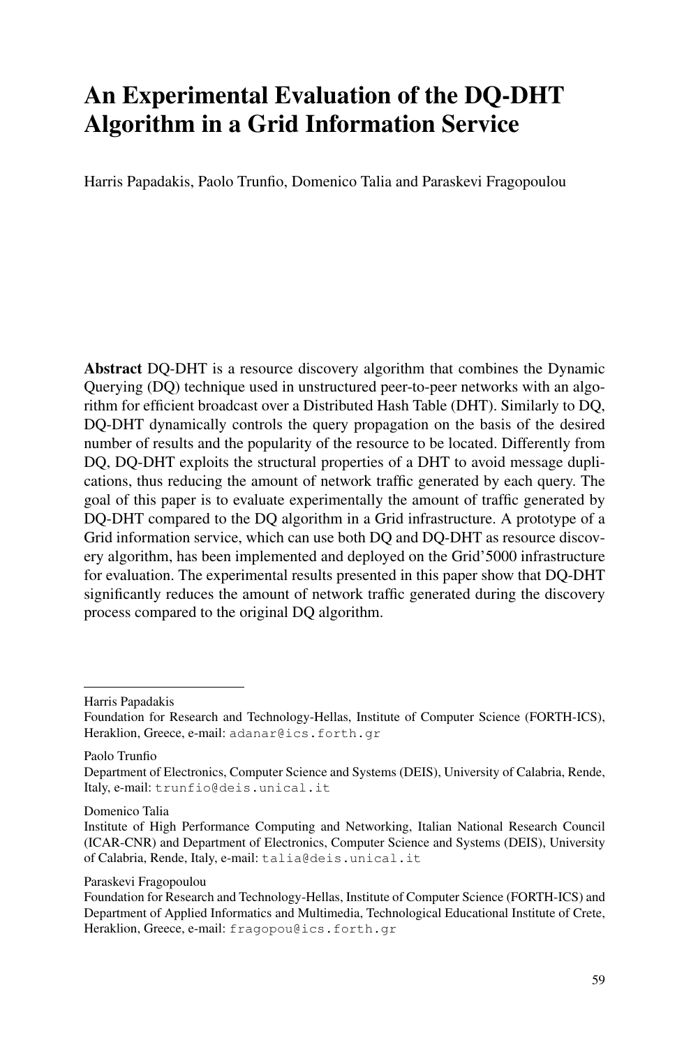# An Experimental Evaluation of the DQ-DHT Algorithm in a Grid Information Service

Harris Papadakis, Paolo Trunfio, Domenico Talia and Paraskevi Fragopoulou

**Abstract** DQ-DHT is a resource discovery algorithm that combines the Dynamic Querying (DQ) technique used in unstructured peer-to-peer networks with an algorithm for efficient broadcast over a Distributed Hash Table (DHT). Similarly to DQ, DQ-DHT dynamically controls the query propagation on the basis of the desired number of results and the popularity of the resource to be located. Differently from DQ, DQ-DHT exploits the structural properties of a DHT to avoid message duplications, thus reducing the amount of network traffic generated by each query. The goal of this paper is to evaluate experimentally the amount of traffic generated by DQ-DHT compared to the DQ algorithm in a Grid infrastructure. A prototype of a Grid information service, which can use both DQ and DQ-DHT as resource discovery algorithm, has been implemented and deployed on the Grid'5000 infrastructure for evaluation. The experimental results presented in this paper show that DQ-DHT significantly reduces the amount of network traffic generated during the discovery process compared to the original DQ algorithm.

---

Harris Papadakis
Foundation for Research and Technology-Hellas, Institute of Computer Science (FORTH-ICS), Heraklion, Greece, e-mail: adanar@ics.forth.gr

Paolo Trunfio
Department of Electronics, Computer Science and Systems (DEIS), University of Calabria, Rende, Italy, e-mail: trunfio@deis.unical.it

Domenico Talia
Institute of High Performance Computing and Networking, Italian National Research Council (ICAR-CNR) and Department of Electronics, Computer Science and Systems (DEIS), University of Calabria, Rende, Italy, e-mail: talia@deis.unical.it

Paraskevi Fragopoulou
Foundation for Research and Technology-Hellas, Institute of Computer Science (FORTH-ICS) and Department of Applied Informatics and Multimedia, Technological Educational Institute of Crete, Heraklion, Greece, e-mail: fragopou@ics.forth.gr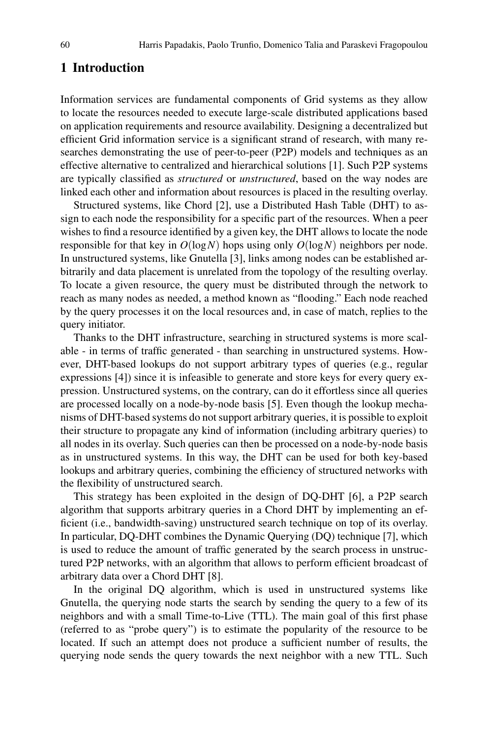# 1 Introduction

Information services are fundamental components of Grid systems as they allow to locate the resources needed to execute large-scale distributed applications based on application requirements and resource availability. Designing a decentralized but efficient Grid information service is a significant strand of research, with many researches demonstrating the use of peer-to-peer (P2P) models and techniques as an effective alternative to centralized and hierarchical solutions [1]. Such P2P systems are typically classified as *structured* or *unstructured*, based on the way nodes are linked each other and information about resources is placed in the resulting overlay.

Structured systems, like Chord [2], use a Distributed Hash Table (DHT) to assign to each node the responsibility for a specific part of the resources. When a peer wishes to find a resource identified by a given key, the DHT allows to locate the node responsible for that key in $O(\log N)$ hops using only $O(\log N)$ neighbors per node. In unstructured systems, like Gnutella [3], links among nodes can be established arbitrarily and data placement is unrelated from the topology of the resulting overlay. To locate a given resource, the query must be distributed through the network to reach as many nodes as needed, a method known as "flooding." Each node reached by the query processes it on the local resources and, in case of match, replies to the query initiator.

Thanks to the DHT infrastructure, searching in structured systems is more scalable - in terms of traffic generated - than searching in unstructured systems. However, DHT-based lookups do not support arbitrary types of queries (e.g., regular expressions [4]) since it is infeasible to generate and store keys for every query expression. Unstructured systems, on the contrary, can do it effortless since all queries are processed locally on a node-by-node basis [5]. Even though the lookup mechanisms of DHT-based systems do not support arbitrary queries, it is possible to exploit their structure to propagate any kind of information (including arbitrary queries) to all nodes in its overlay. Such queries can then be processed on a node-by-node basis as in unstructured systems. In this way, the DHT can be used for both key-based lookups and arbitrary queries, combining the efficiency of structured networks with the flexibility of unstructured search.

This strategy has been exploited in the design of DQ-DHT [6], a P2P search algorithm that supports arbitrary queries in a Chord DHT by implementing an efficient (i.e., bandwidth-saving) unstructured search technique on top of its overlay. In particular, DQ-DHT combines the Dynamic Querying (DQ) technique [7], which is used to reduce the amount of traffic generated by the search process in unstructured P2P networks, with an algorithm that allows to perform efficient broadcast of arbitrary data over a Chord DHT [8].

In the original DQ algorithm, which is used in unstructured systems like Gnutella, the querying node starts the search by sending the query to a few of its neighbors and with a small Time-to-Live (TTL). The main goal of this first phase (referred to as "probe query") is to estimate the popularity of the resource to be located. If such an attempt does not produce a sufficient number of results, the querying node sends the query towards the next neighbor with a new TTL. Such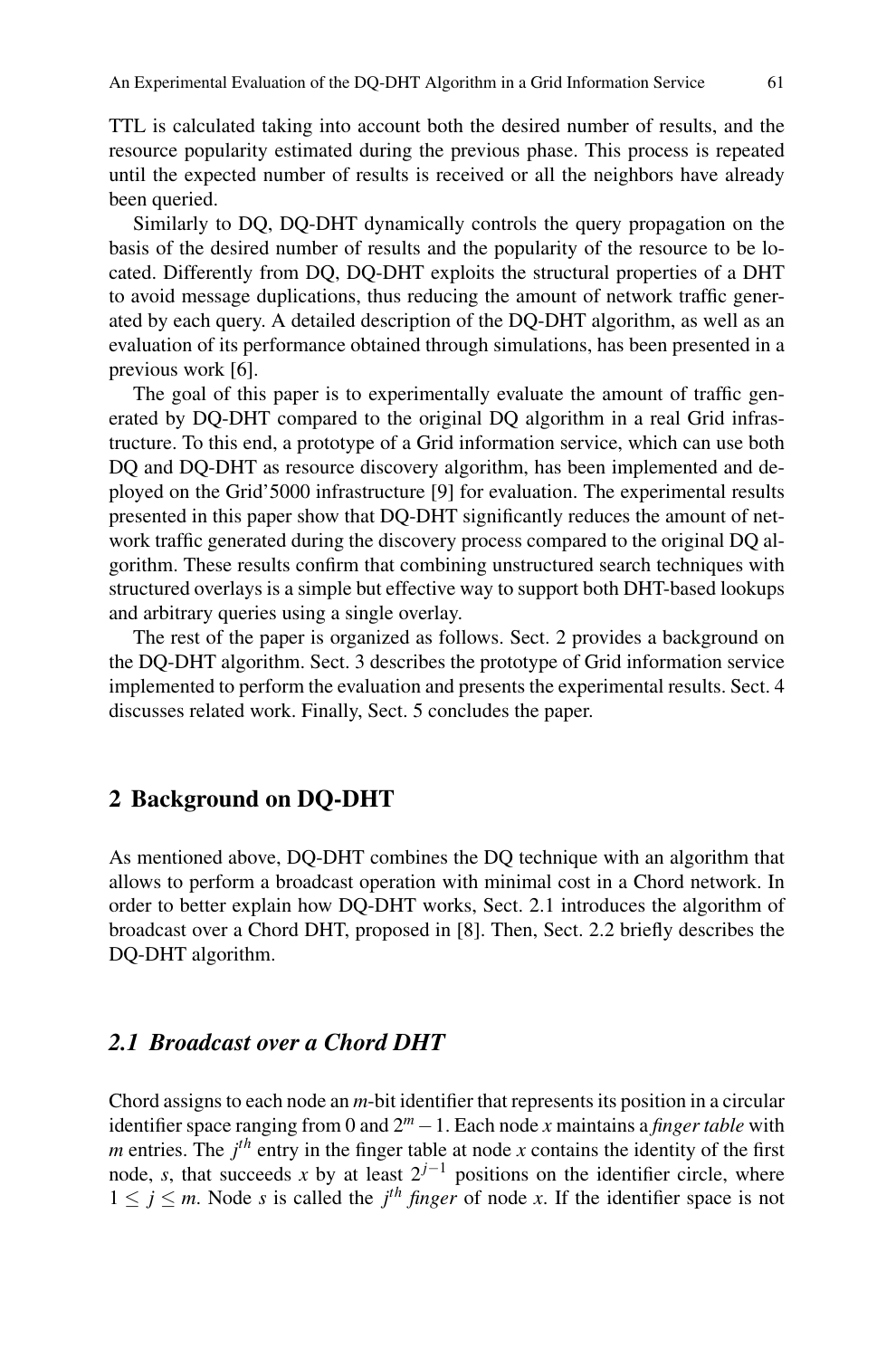TTL is calculated taking into account both the desired number of results, and the resource popularity estimated during the previous phase. This process is repeated until the expected number of results is received or all the neighbors have already been queried.

Similarly to DQ, DQ-DHT dynamically controls the query propagation on the basis of the desired number of results and the popularity of the resource to be located. Differently from DQ, DQ-DHT exploits the structural properties of a DHT to avoid message duplications, thus reducing the amount of network traffic generated by each query. A detailed description of the DQ-DHT algorithm, as well as an evaluation of its performance obtained through simulations, has been presented in a previous work [6].

The goal of this paper is to experimentally evaluate the amount of traffic generated by DQ-DHT compared to the original DQ algorithm in a real Grid infrastructure. To this end, a prototype of a Grid information service, which can use both DQ and DQ-DHT as resource discovery algorithm, has been implemented and deployed on the Grid'5000 infrastructure [9] for evaluation. The experimental results presented in this paper show that DQ-DHT significantly reduces the amount of network traffic generated during the discovery process compared to the original DQ algorithm. These results confirm that combining unstructured search techniques with structured overlays is a simple but effective way to support both DHT-based lookups and arbitrary queries using a single overlay.

The rest of the paper is organized as follows. Sect. 2 provides a background on the DQ-DHT algorithm. Sect. 3 describes the prototype of Grid information service implemented to perform the evaluation and presents the experimental results. Sect. 4 discusses related work. Finally, Sect. 5 concludes the paper.

## 2 Background on DQ-DHT

As mentioned above, DQ-DHT combines the DQ technique with an algorithm that allows to perform a broadcast operation with minimal cost in a Chord network. In order to better explain how DQ-DHT works, Sect. 2.1 introduces the algorithm of broadcast over a Chord DHT, proposed in [8]. Then, Sect. 2.2 briefly describes the DQ-DHT algorithm.

### *2.1 Broadcast over a Chord DHT*

Chord assigns to each node an $m$-bit identifier that represents its position in a circular identifier space ranging from 0 and $2^m - 1$. Each node $x$ maintains a *finger table* with $m$ entries. The $j^{th}$ entry in the finger table at node $x$ contains the identity of the first node, $s$, that succeeds $x$ by at least $2^{j-1}$ positions on the identifier circle, where $1 \leq j \leq m$. Node $s$ is called the $j^{th}$ *finger* of node $x$. If the identifier space is not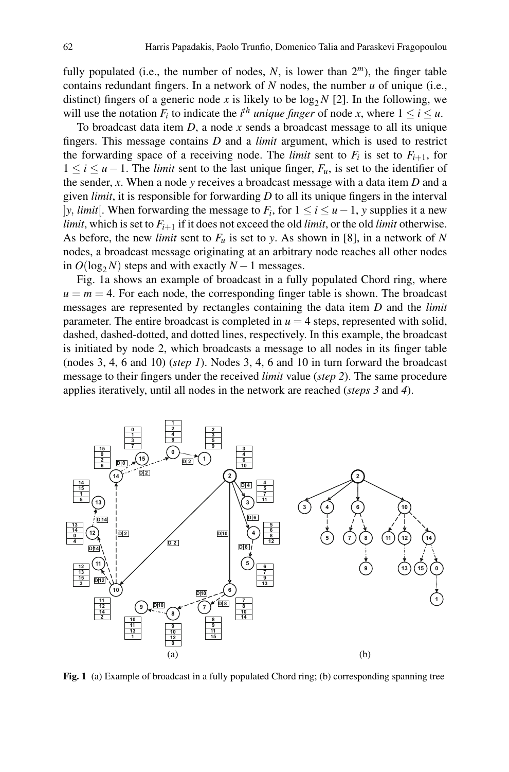fully populated (i.e., the number of nodes, $N$, is lower than $2^m$), the finger table contains redundant fingers. In a network of $N$ nodes, the number $u$ of unique (i.e., distinct) fingers of a generic node $x$ is likely to be $\log_2 N$ [2]. In the following, we will use the notation $F_i$ to indicate the $i^{th}$ *unique finger* of node $x$, where $1 \leq i \leq u$.

To broadcast data item $D$, a node $x$ sends a broadcast message to all its unique fingers. This message contains $D$ and a *limit* argument, which is used to restrict the forwarding space of a receiving node. The *limit* sent to $F_i$ is set to $F_{i+1}$, for $1 \leq i \leq u-1$. The *limit* sent to the last unique finger, $F_u$, is set to the identifier of the sender, $x$. When a node $y$ receives a broadcast message with a data item $D$ and a given *limit*, it is responsible for forwarding $D$ to all its unique fingers in the interval $]y, limit[$. When forwarding the message to $F_i$, for $1 \leq i \leq u-1$, $y$ supplies it a new *limit*, which is set to $F_{i+1}$ if it does not exceed the old *limit*, or the old *limit* otherwise. As before, the new *limit* sent to $F_u$ is set to $y$. As shown in [8], in a network of $N$ nodes, a broadcast message originating at an arbitrary node reaches all other nodes in $O(\log_2 N)$ steps and with exactly $N-1$ messages.

Fig. 1a shows an example of broadcast in a fully populated Chord ring, where $u = m = 4$. For each node, the corresponding finger table is shown. The broadcast messages are represented by rectangles containing the data item $D$ and the *limit* parameter. The entire broadcast is completed in $u = 4$ steps, represented with solid, dashed, dashed-dotted, and dotted lines, respectively. In this example, the broadcast is initiated by node 2, which broadcasts a message to all nodes in its finger table (nodes 3, 4, 6 and 10) (*step 1*). Nodes 3, 4, 6 and 10 in turn forward the broadcast message to their fingers under the received *limit* value (*step 2*). The same procedure applies iteratively, until all nodes in the network are reached (*steps 3* and *4*).

**Fig. 1** (a) Example of broadcast in a fully populated Chord ring; (b) corresponding spanning tree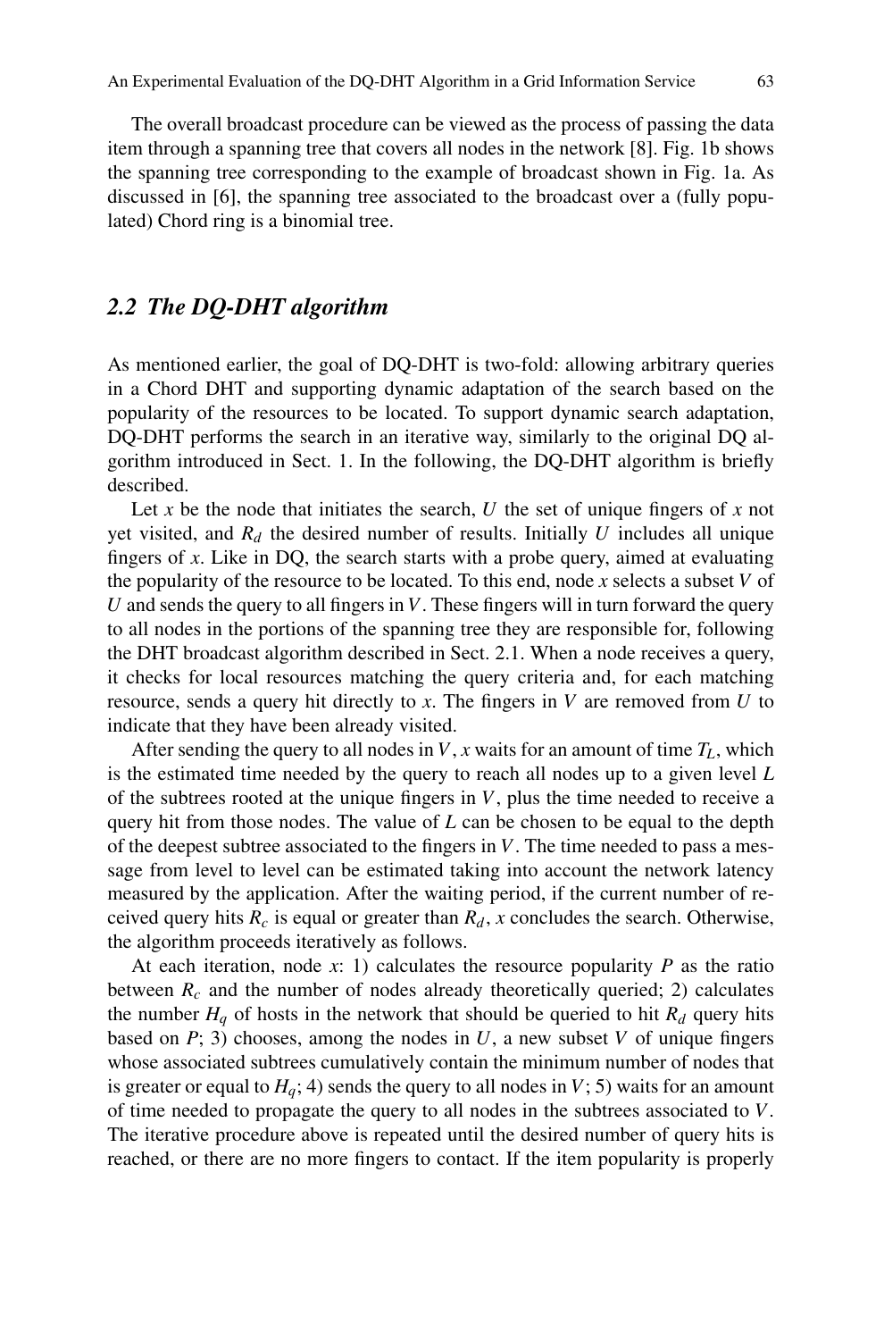The overall broadcast procedure can be viewed as the process of passing the data item through a spanning tree that covers all nodes in the network [8]. Fig. 1b shows the spanning tree corresponding to the example of broadcast shown in Fig. 1a. As discussed in [6], the spanning tree associated to the broadcast over a (fully populated) Chord ring is a binomial tree.

### *2.2 The DQ-DHT algorithm*

As mentioned earlier, the goal of DQ-DHT is two-fold: allowing arbitrary queries in a Chord DHT and supporting dynamic adaptation of the search based on the popularity of the resources to be located. To support dynamic search adaptation, DQ-DHT performs the search in an iterative way, similarly to the original DQ algorithm introduced in Sect. 1. In the following, the DQ-DHT algorithm is briefly described.

Let $x$ be the node that initiates the search, $U$ the set of unique fingers of $x$ not yet visited, and $R_d$ the desired number of results. Initially $U$ includes all unique fingers of $x$. Like in DQ, the search starts with a probe query, aimed at evaluating the popularity of the resource to be located. To this end, node $x$ selects a subset $V$ of $U$ and sends the query to all fingers in $V$. These fingers will in turn forward the query to all nodes in the portions of the spanning tree they are responsible for, following the DHT broadcast algorithm described in Sect. 2.1. When a node receives a query, it checks for local resources matching the query criteria and, for each matching resource, sends a query hit directly to $x$. The fingers in $V$ are removed from $U$ to indicate that they have been already visited.

After sending the query to all nodes in $V$, $x$ waits for an amount of time $T_L$, which is the estimated time needed by the query to reach all nodes up to a given level $L$ of the subtrees rooted at the unique fingers in $V$, plus the time needed to receive a query hit from those nodes. The value of $L$ can be chosen to be equal to the depth of the deepest subtree associated to the fingers in $V$. The time needed to pass a message from level to level can be estimated taking into account the network latency measured by the application. After the waiting period, if the current number of received query hits $R_c$ is equal or greater than $R_d$, $x$ concludes the search. Otherwise, the algorithm proceeds iteratively as follows.

At each iteration, node $x$: 1) calculates the resource popularity $P$ as the ratio between $R_c$ and the number of nodes already theoretically queried; 2) calculates the number $H_q$ of hosts in the network that should be queried to hit $R_d$ query hits based on $P$; 3) chooses, among the nodes in $U$, a new subset $V$ of unique fingers whose associated subtrees cumulatively contain the minimum number of nodes that is greater or equal to $H_q$; 4) sends the query to all nodes in $V$; 5) waits for an amount of time needed to propagate the query to all nodes in the subtrees associated to $V$. The iterative procedure above is repeated until the desired number of query hits is reached, or there are no more fingers to contact. If the item popularity is properly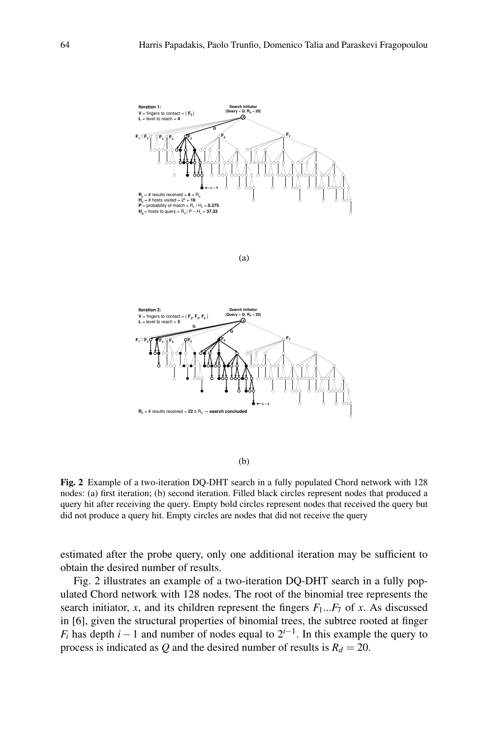**Fig. 2** Example of a two-iteration DQ-DHT search in a fully populated Chord network with 128 nodes: (a) first iteration; (b) second iteration. Filled black circles represent nodes that produced a query hit after receiving the query. Empty bold circles represent nodes that received the query but did not produce a query hit. Empty circles are nodes that did not receive the query

estimated after the probe query, only one additional iteration may be sufficient to obtain the desired number of results.

Fig. 2 illustrates an example of a two-iteration DQ-DHT search in a fully populated Chord network with 128 nodes. The root of the binomial tree represents the search initiator, $x$, and its children represent the fingers $F_1 ... F_7$ of $x$. As discussed in [6], given the structural properties of binomial trees, the subtree rooted at finger $F_i$ has depth $i - 1$ and number of nodes equal to $2^{i-1}$. In this example the query to process is indicated as $Q$ and the desired number of results is $R_d = 20$.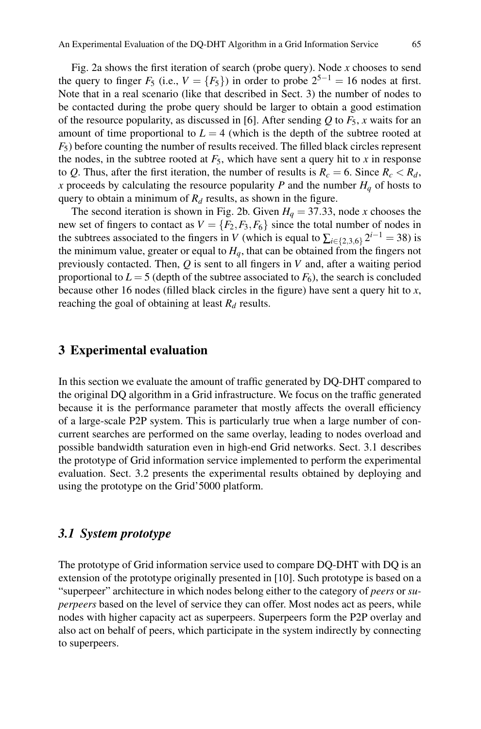Fig. 2a shows the first iteration of search (probe query). Node $x$ chooses to send the query to finger $F_5$ (i.e., $V = \{F_5\}$) in order to probe $2^{5-1} = 16$ nodes at first. Note that in a real scenario (like that described in Sect. 3) the number of nodes to be contacted during the probe query should be larger to obtain a good estimation of the resource popularity, as discussed in [6]. After sending $Q$ to $F_5$, $x$ waits for an amount of time proportional to $L = 4$ (which is the depth of the subtree rooted at $F_5$) before counting the number of results received. The filled black circles represent the nodes, in the subtree rooted at $F_5$, which have sent a query hit to $x$ in response to $Q$. Thus, after the first iteration, the number of results is $R_c = 6$. Since $R_c < R_d$, $x$ proceeds by calculating the resource popularity $P$ and the number $H_q$ of hosts to query to obtain a minimum of $R_d$ results, as shown in the figure.

The second iteration is shown in Fig. 2b. Given $H_q = 37.33$, node $x$ chooses the new set of fingers to contact as $V = \{F_2, F_3, F_6\}$ since the total number of nodes in the subtrees associated to the fingers in $V$ (which is equal to $\sum_{i \in \{2,3,6\}} 2^{i-1} = 38$) is the minimum value, greater or equal to $H_q$, that can be obtained from the fingers not previously contacted. Then, $Q$ is sent to all fingers in $V$ and, after a waiting period proportional to $L = 5$ (depth of the subtree associated to $F_6$), the search is concluded because other 16 nodes (filled black circles in the figure) have sent a query hit to $x$, reaching the goal of obtaining at least $R_d$ results.

## 3 Experimental evaluation

In this section we evaluate the amount of traffic generated by DQ-DHT compared to the original DQ algorithm in a Grid infrastructure. We focus on the traffic generated because it is the performance parameter that mostly affects the overall efficiency of a large-scale P2P system. This is particularly true when a large number of concurrent searches are performed on the same overlay, leading to nodes overload and possible bandwidth saturation even in high-end Grid networks. Sect. 3.1 describes the prototype of Grid information service implemented to perform the experimental evaluation. Sect. 3.2 presents the experimental results obtained by deploying and using the prototype on the Grid'5000 platform.

### *3.1 System prototype*

The prototype of Grid information service used to compare DQ-DHT with DQ is an extension of the prototype originally presented in [10]. Such prototype is based on a "superpeer" architecture in which nodes belong either to the category of *peers* or *superpeers* based on the level of service they can offer. Most nodes act as peers, while nodes with higher capacity act as superpeers. Superpeers form the P2P overlay and also act on behalf of peers, which participate in the system indirectly by connecting to superpeers.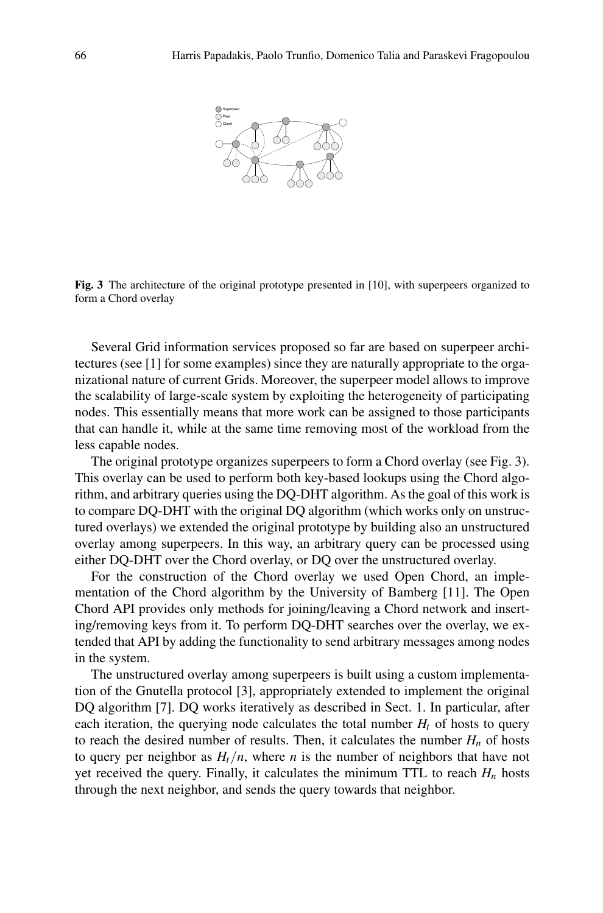**Fig. 3** The architecture of the original prototype presented in [10], with superpeers organized to form a Chord overlay

Several Grid information services proposed so far are based on superpeer architectures (see [1] for some examples) since they are naturally appropriate to the organizational nature of current Grids. Moreover, the superpeer model allows to improve the scalability of large-scale system by exploiting the heterogeneity of participating nodes. This essentially means that more work can be assigned to those participants that can handle it, while at the same time removing most of the workload from the less capable nodes.

The original prototype organizes superpeers to form a Chord overlay (see Fig. 3). This overlay can be used to perform both key-based lookups using the Chord algorithm, and arbitrary queries using the DQ-DHT algorithm. As the goal of this work is to compare DQ-DHT with the original DQ algorithm (which works only on unstructured overlays) we extended the original prototype by building also an unstructured overlay among superpeers. In this way, an arbitrary query can be processed using either DQ-DHT over the Chord overlay, or DQ over the unstructured overlay.

For the construction of the Chord overlay we used Open Chord, an implementation of the Chord algorithm by the University of Bamberg [11]. The Open Chord API provides only methods for joining/leaving a Chord network and inserting/removing keys from it. To perform DQ-DHT searches over the overlay, we extended that API by adding the functionality to send arbitrary messages among nodes in the system.

The unstructured overlay among superpeers is built using a custom implementation of the Gnutella protocol [3], appropriately extended to implement the original DQ algorithm [7]. DQ works iteratively as described in Sect. 1. In particular, after each iteration, the querying node calculates the total number $H_t$ of hosts to query to reach the desired number of results. Then, it calculates the number $H_n$ of hosts to query per neighbor as $H_t/n$, where $n$ is the number of neighbors that have not yet received the query. Finally, it calculates the minimum TTL to reach $H_n$ hosts through the next neighbor, and sends the query towards that neighbor.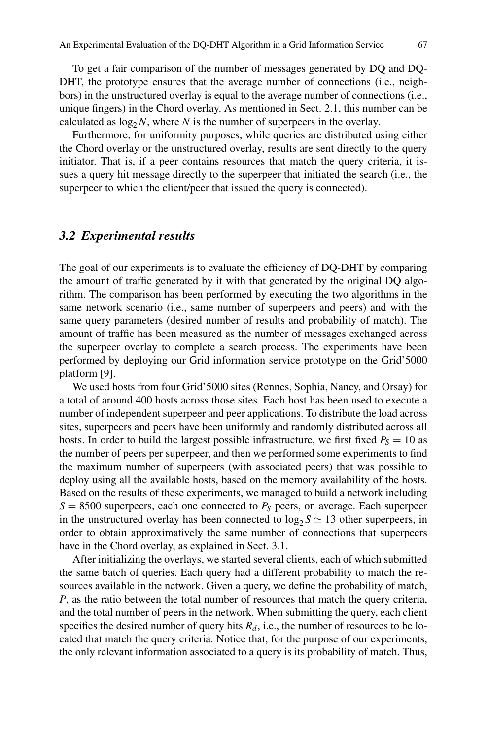To get a fair comparison of the number of messages generated by DQ and DQ-DHT, the prototype ensures that the average number of connections (i.e., neighbors) in the unstructured overlay is equal to the average number of connections (i.e., unique fingers) in the Chord overlay. As mentioned in Sect. 2.1, this number can be calculated as $\log_2 N$, where $N$ is the number of superpeers in the overlay.

Furthermore, for uniformity purposes, while queries are distributed using either the Chord overlay or the unstructured overlay, results are sent directly to the query initiator. That is, if a peer contains resources that match the query criteria, it issues a query hit message directly to the superpeer that initiated the search (i.e., the superpeer to which the client/peer that issued the query is connected).

### 3.2 Experimental results

The goal of our experiments is to evaluate the efficiency of DQ-DHT by comparing the amount of traffic generated by it with that generated by the original DQ algorithm. The comparison has been performed by executing the two algorithms in the same network scenario (i.e., same number of superpeers and peers) and with the same query parameters (desired number of results and probability of match). The amount of traffic has been measured as the number of messages exchanged across the superpeer overlay to complete a search process. The experiments have been performed by deploying our Grid information service prototype on the Grid'5000 platform [9].

We used hosts from four Grid'5000 sites (Rennes, Sophia, Nancy, and Orsay) for a total of around 400 hosts across those sites. Each host has been used to execute a number of independent superpeer and peer applications. To distribute the load across sites, superpeers and peers have been uniformly and randomly distributed across all hosts. In order to build the largest possible infrastructure, we first fixed $P_S = 10$ as the number of peers per superpeer, and then we performed some experiments to find the maximum number of superpeers (with associated peers) that was possible to deploy using all the available hosts, based on the memory availability of the hosts. Based on the results of these experiments, we managed to build a network including $S = 8500$ superpeers, each one connected to $P_S$ peers, on average. Each superpeer in the unstructured overlay has been connected to $\log_2 S \simeq 13$ other superpeers, in order to obtain approximatively the same number of connections that superpeers have in the Chord overlay, as explained in Sect. 3.1.

After initializing the overlays, we started several clients, each of which submitted the same batch of queries. Each query had a different probability to match the resources available in the network. Given a query, we define the probability of match, $P$, as the ratio between the total number of resources that match the query criteria, and the total number of peers in the network. When submitting the query, each client specifies the desired number of query hits $R_d$, i.e., the number of resources to be located that match the query criteria. Notice that, for the purpose of our experiments, the only relevant information associated to a query is its probability of match. Thus,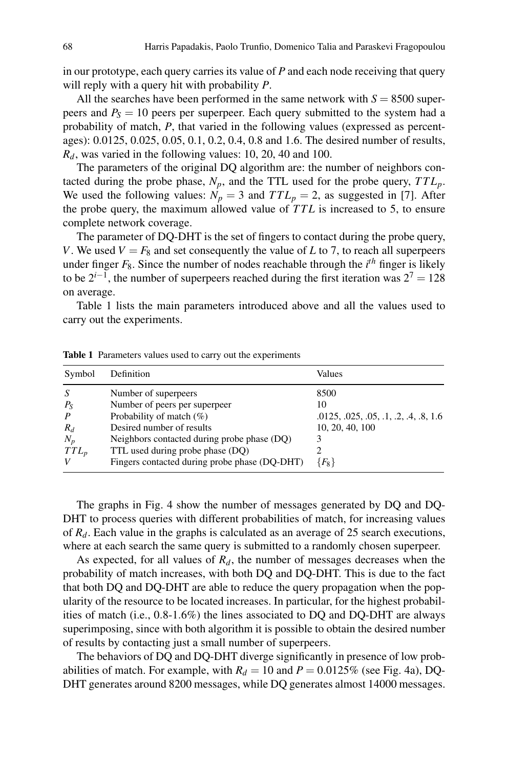in our prototype, each query carries its value of $P$ and each node receiving that query will reply with a query hit with probability $P$.

All the searches have been performed in the same network with $S = 8500$ superpeers and $P_S = 10$ peers per superpeer. Each query submitted to the system had a probability of match, $P$, that varied in the following values (expressed as percentages): 0.0125, 0.025, 0.05, 0.1, 0.2, 0.4, 0.8 and 1.6. The desired number of results, $R_d$, was varied in the following values: 10, 20, 40 and 100.

The parameters of the original DQ algorithm are: the number of neighbors contacted during the probe phase, $N_p$, and the TTL used for the probe query, $TTL_p$. We used the following values: $N_p = 3$ and $TTL_p = 2$, as suggested in [7]. After the probe query, the maximum allowed value of $TTL$ is increased to 5, to ensure complete network coverage.

The parameter of DQ-DHT is the set of fingers to contact during the probe query, $V$. We used $V = F_8$ and set consequently the value of $L$ to 7, to reach all superpeers under finger $F_8$. Since the number of nodes reachable through the $i^{th}$ finger is likely to be $2^{i-1}$, the number of superpeers reached during the first iteration was $2^7 = 128$ on average.

Table 1 lists the main parameters introduced above and all the values used to carry out the experiments.

**Table 1** Parameters values used to carry out the experiments

| Symbol | Definition | Values |
|---|---|---|
| $S$ | Number of superpeers | 8500 |
| $P_S$ | Number of peers per superpeer | 10 |
| $P$ | Probability of match (%) | .0125, .025, .05, .1, .2, .4, .8, 1.6 |
| $R_d$ | Desired number of results | 10, 20, 40, 100 |
| $N_p$ | Neighbors contacted during probe phase (DQ) | 3 |
| $TTL_p$ | TTL used during probe phase (DQ) | 2 |
| $V$ | Fingers contacted during probe phase (DQ-DHT) | $\{F_8\}$ |

The graphs in Fig. 4 show the number of messages generated by DQ and DQ-DHT to process queries with different probabilities of match, for increasing values of $R_d$. Each value in the graphs is calculated as an average of 25 search executions, where at each search the same query is submitted to a randomly chosen superpeer.

As expected, for all values of $R_d$, the number of messages decreases when the probability of match increases, with both DQ and DQ-DHT. This is due to the fact that both DQ and DQ-DHT are able to reduce the query propagation when the popularity of the resource to be located increases. In particular, for the highest probabilities of match (i.e., 0.8-1.6%) the lines associated to DQ and DQ-DHT are always superimposing, since with both algorithm it is possible to obtain the desired number of results by contacting just a small number of superpeers.

The behaviors of DQ and DQ-DHT diverge significantly in presence of low probabilities of match. For example, with $R_d = 10$ and $P = 0.0125\%$ (see Fig. 4a), DQ-DHT generates around 8200 messages, while DQ generates almost 14000 messages.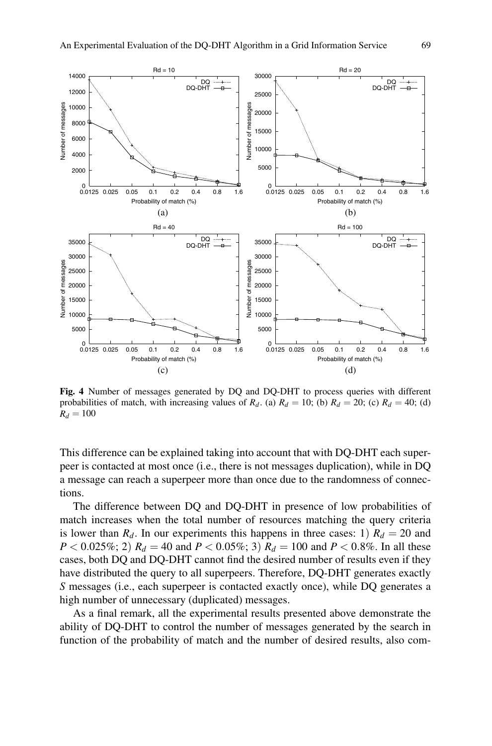**Fig. 4** Number of messages generated by DQ and DQ-DHT to process queries with different probabilities of match, with increasing values of $R_d$. (a) $R_d = 10$; (b) $R_d = 20$; (c) $R_d = 40$; (d) $R_d = 100$

This difference can be explained taking into account that with DQ-DHT each superpeer is contacted at most once (i.e., there is not messages duplication), while in DQ a message can reach a superpeer more than once due to the randomness of connections.

The difference between DQ and DQ-DHT in presence of low probabilities of match increases when the total number of resources matching the query criteria is lower than $R_d$. In our experiments this happens in three cases: 1) $R_d = 20$ and $P < 0.025\%$; 2) $R_d = 40$ and $P < 0.05\%$; 3) $R_d = 100$ and $P < 0.8\%$. In all these cases, both DQ and DQ-DHT cannot find the desired number of results even if they have distributed the query to all superpeers. Therefore, DQ-DHT generates exactly $S$ messages (i.e., each superpeer is contacted exactly once), while DQ generates a high number of unnecessary (duplicated) messages.

As a final remark, all the experimental results presented above demonstrate the ability of DQ-DHT to control the number of messages generated by the search in function of the probability of match and the number of desired results, also com-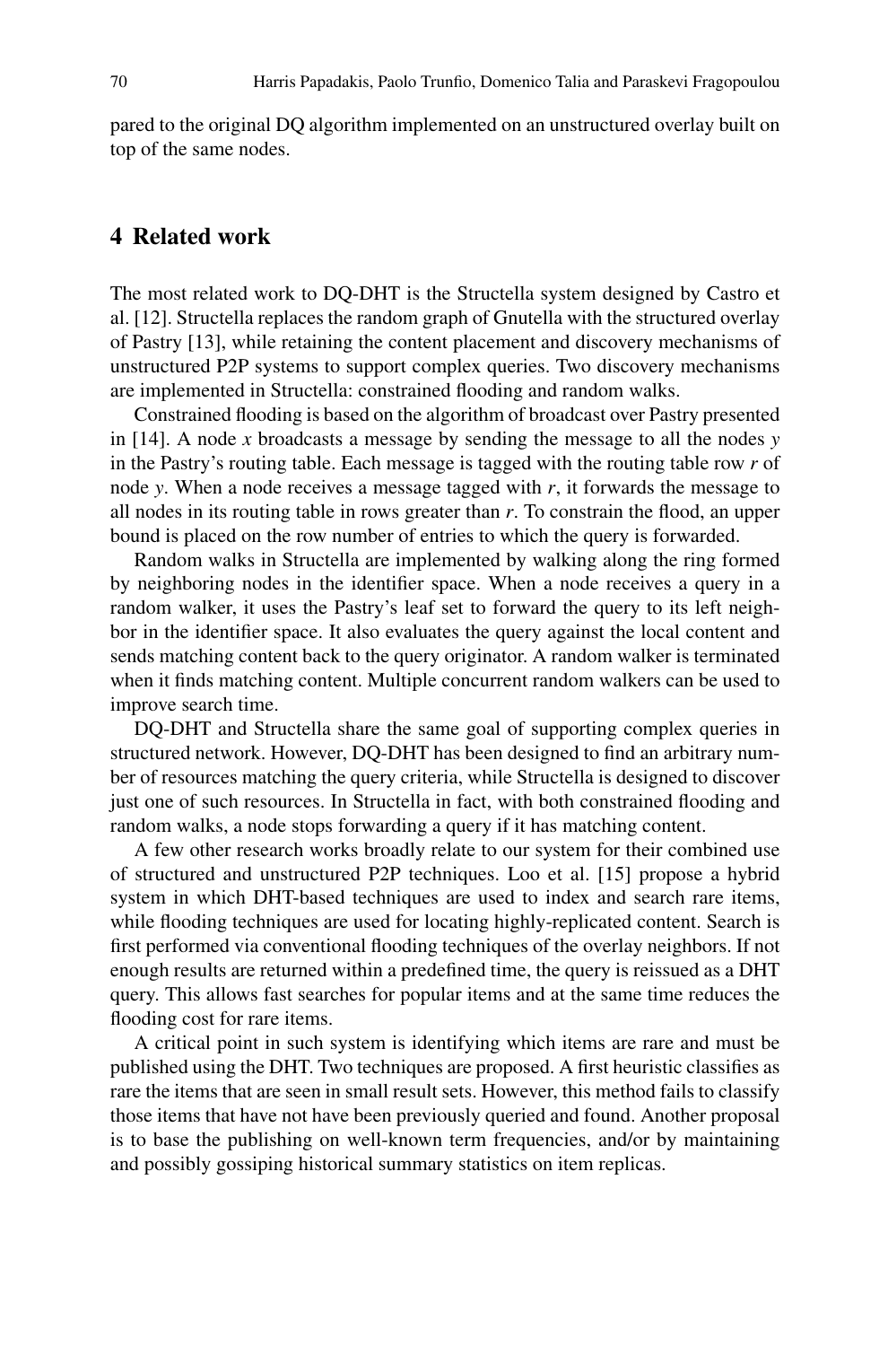pared to the original DQ algorithm implemented on an unstructured overlay built on top of the same nodes.

## 4 Related work

The most related work to DQ-DHT is the Structella system designed by Castro et al. [12]. Structella replaces the random graph of Gnutella with the structured overlay of Pastry [13], while retaining the content placement and discovery mechanisms of unstructured P2P systems to support complex queries. Two discovery mechanisms are implemented in Structella: constrained flooding and random walks.

Constrained flooding is based on the algorithm of broadcast over Pastry presented in [14]. A node $x$ broadcasts a message by sending the message to all the nodes $y$ in the Pastry's routing table. Each message is tagged with the routing table row $r$ of node $y$. When a node receives a message tagged with $r$, it forwards the message to all nodes in its routing table in rows greater than $r$. To constrain the flood, an upper bound is placed on the row number of entries to which the query is forwarded.

Random walks in Structella are implemented by walking along the ring formed by neighboring nodes in the identifier space. When a node receives a query in a random walker, it uses the Pastry's leaf set to forward the query to its left neighbor in the identifier space. It also evaluates the query against the local content and sends matching content back to the query originator. A random walker is terminated when it finds matching content. Multiple concurrent random walkers can be used to improve search time.

DQ-DHT and Structella share the same goal of supporting complex queries in structured network. However, DQ-DHT has been designed to find an arbitrary number of resources matching the query criteria, while Structella is designed to discover just one of such resources. In Structella in fact, with both constrained flooding and random walks, a node stops forwarding a query if it has matching content.

A few other research works broadly relate to our system for their combined use of structured and unstructured P2P techniques. Loo et al. [15] propose a hybrid system in which DHT-based techniques are used to index and search rare items, while flooding techniques are used for locating highly-replicated content. Search is first performed via conventional flooding techniques of the overlay neighbors. If not enough results are returned within a predefined time, the query is reissued as a DHT query. This allows fast searches for popular items and at the same time reduces the flooding cost for rare items.

A critical point in such system is identifying which items are rare and must be published using the DHT. Two techniques are proposed. A first heuristic classifies as rare the items that are seen in small result sets. However, this method fails to classify those items that have not have been previously queried and found. Another proposal is to base the publishing on well-known term frequencies, and/or by maintaining and possibly gossiping historical summary statistics on item replicas.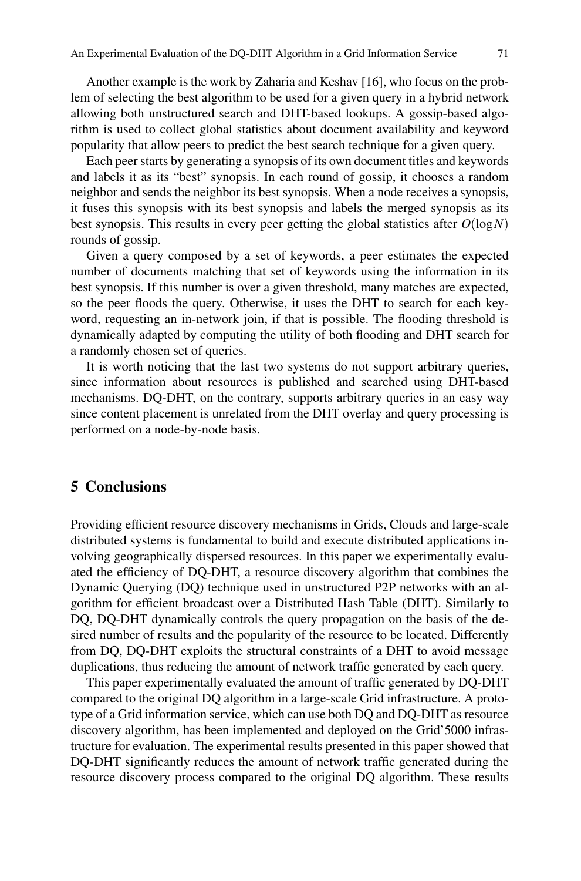Another example is the work by Zaharia and Keshav [16], who focus on the problem of selecting the best algorithm to be used for a given query in a hybrid network allowing both unstructured search and DHT-based lookups. A gossip-based algorithm is used to collect global statistics about document availability and keyword popularity that allow peers to predict the best search technique for a given query.

Each peer starts by generating a synopsis of its own document titles and keywords and labels it as its "best" synopsis. In each round of gossip, it chooses a random neighbor and sends the neighbor its best synopsis. When a node receives a synopsis, it fuses this synopsis with its best synopsis and labels the merged synopsis as its best synopsis. This results in every peer getting the global statistics after $O(\log N)$ rounds of gossip.

Given a query composed by a set of keywords, a peer estimates the expected number of documents matching that set of keywords using the information in its best synopsis. If this number is over a given threshold, many matches are expected, so the peer floods the query. Otherwise, it uses the DHT to search for each keyword, requesting an in-network join, if that is possible. The flooding threshold is dynamically adapted by computing the utility of both flooding and DHT search for a randomly chosen set of queries.

It is worth noticing that the last two systems do not support arbitrary queries, since information about resources is published and searched using DHT-based mechanisms. DQ-DHT, on the contrary, supports arbitrary queries in an easy way since content placement is unrelated from the DHT overlay and query processing is performed on a node-by-node basis.

## 5 Conclusions

Providing efficient resource discovery mechanisms in Grids, Clouds and large-scale distributed systems is fundamental to build and execute distributed applications involving geographically dispersed resources. In this paper we experimentally evaluated the efficiency of DQ-DHT, a resource discovery algorithm that combines the Dynamic Querying (DQ) technique used in unstructured P2P networks with an algorithm for efficient broadcast over a Distributed Hash Table (DHT). Similarly to DQ, DQ-DHT dynamically controls the query propagation on the basis of the desired number of results and the popularity of the resource to be located. Differently from DQ, DQ-DHT exploits the structural constraints of a DHT to avoid message duplications, thus reducing the amount of network traffic generated by each query.

This paper experimentally evaluated the amount of traffic generated by DQ-DHT compared to the original DQ algorithm in a large-scale Grid infrastructure. A prototype of a Grid information service, which can use both DQ and DQ-DHT as resource discovery algorithm, has been implemented and deployed on the Grid'5000 infrastructure for evaluation. The experimental results presented in this paper showed that DQ-DHT significantly reduces the amount of network traffic generated during the resource discovery process compared to the original DQ algorithm. These results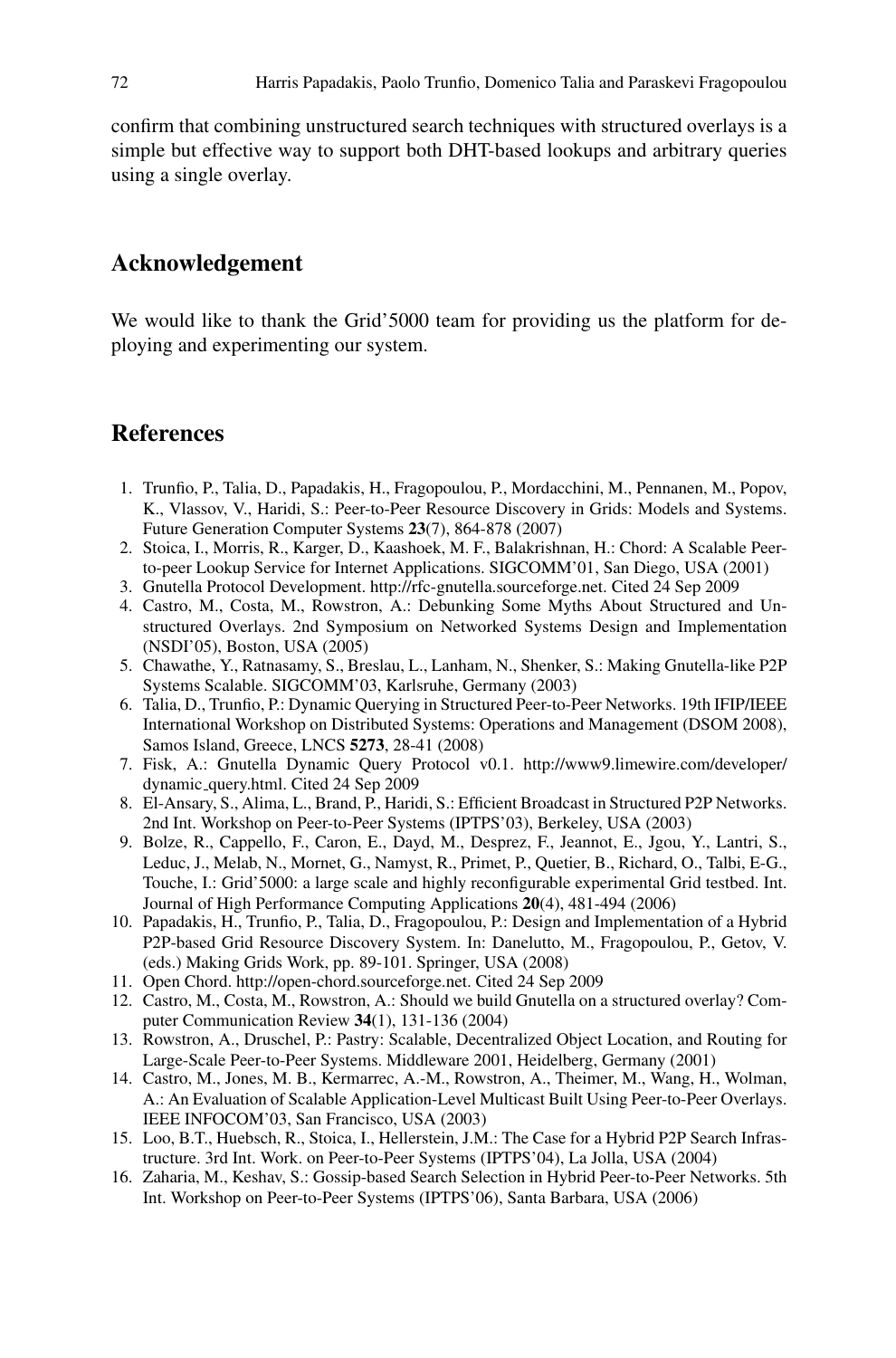confirm that combining unstructured search techniques with structured overlays is a simple but effective way to support both DHT-based lookups and arbitrary queries using a single overlay.

## Acknowledgement

We would like to thank the Grid'5000 team for providing us the platform for deploying and experimenting our system.

## References

1. Trunfio, P., Talia, D., Papadakis, H., Fragopoulou, P., Mordacchini, M., Pennanen, M., Popov, K., Vlassov, V., Haridi, S.: Peer-to-Peer Resource Discovery in Grids: Models and Systems. Future Generation Computer Systems **23**(7), 864-878 (2007)
2. Stoica, I., Morris, R., Karger, D., Kaashoek, M. F., Balakrishnan, H.: Chord: A Scalable Peer-to-peer Lookup Service for Internet Applications. SIGCOMM'01, San Diego, USA (2001)
3. Gnutella Protocol Development. http://rfc-gnutella.sourceforge.net. Cited 24 Sep 2009
4. Castro, M., Costa, M., Rowstron, A.: Debunking Some Myths About Structured and Unstructured Overlays. 2nd Symposium on Networked Systems Design and Implementation (NSDI'05), Boston, USA (2005)
5. Chawathe, Y., Ratnasamy, S., Breslau, L., Lanham, N., Shenker, S.: Making Gnutella-like P2P Systems Scalable. SIGCOMM'03, Karlsruhe, Germany (2003)
6. Talia, D., Trunfio, P.: Dynamic Querying in Structured Peer-to-Peer Networks. 19th IFIP/IEEE International Workshop on Distributed Systems: Operations and Management (DSOM 2008), Samos Island, Greece, LNCS **5273**, 28-41 (2008)
7. Fisk, A.: Gnutella Dynamic Query Protocol v0.1. http://www9.limewire.com/developer/dynamic_query.html. Cited 24 Sep 2009
8. El-Ansary, S., Alima, L., Brand, P., Haridi, S.: Efficient Broadcast in Structured P2P Networks. 2nd Int. Workshop on Peer-to-Peer Systems (IPTPS'03), Berkeley, USA (2003)
9. Bolze, R., Cappello, F., Caron, E., Dayd, M., Desprez, F., Jeannot, E., Jgou, Y., Lantri, S., Leduc, J., Melab, N., Mornet, G., Namyst, R., Primet, P., Quetier, B., Richard, O., Talbi, E-G., Touche, I.: Grid'5000: a large scale and highly reconfigurable experimental Grid testbed. Int. Journal of High Performance Computing Applications **20**(4), 481-494 (2006)
10. Papadakis, H., Trunfio, P., Talia, D., Fragopoulou, P.: Design and Implementation of a Hybrid P2P-based Grid Resource Discovery System. In: Danelutto, M., Fragopoulou, P., Getov, V. (eds.) Making Grids Work, pp. 89-101. Springer, USA (2008)
11. Open Chord. http://open-chord.sourceforge.net. Cited 24 Sep 2009
12. Castro, M., Costa, M., Rowstron, A.: Should we build Gnutella on a structured overlay? Computer Communication Review **34**(1), 131-136 (2004)
13. Rowstron, A., Druschel, P.: Pastry: Scalable, Decentralized Object Location, and Routing for Large-Scale Peer-to-Peer Systems. Middleware 2001, Heidelberg, Germany (2001)
14. Castro, M., Jones, M. B., Kermarrec, A.-M., Rowstron, A., Theimer, M., Wang, H., Wolman, A.: An Evaluation of Scalable Application-Level Multicast Built Using Peer-to-Peer Overlays. IEEE INFOCOM'03, San Francisco, USA (2003)
15. Loo, B.T., Huebsch, R., Stoica, I., Hellerstein, J.M.: The Case for a Hybrid P2P Search Infrastructure. 3rd Int. Work. on Peer-to-Peer Systems (IPTPS'04), La Jolla, USA (2004)
16. Zaharia, M., Keshav, S.: Gossip-based Search Selection in Hybrid Peer-to-Peer Networks. 5th Int. Workshop on Peer-to-Peer Systems (IPTPS'06), Santa Barbara, USA (2006)